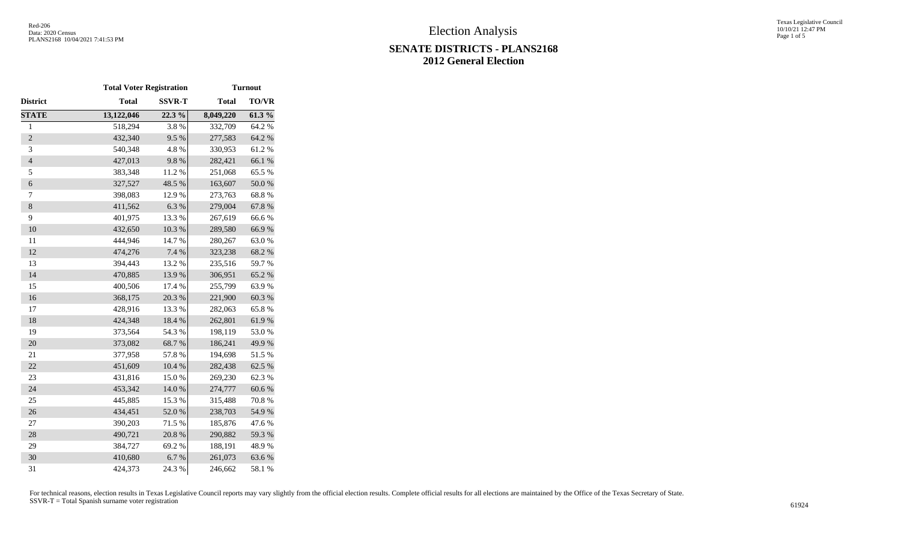# Election Analysis

## SENATE DISTRICTS - PLANS2168
## 2012 General Election

| | Total Voter Registration | | Turnout | |
|---|---|---|---|---|
| **District** | **Total** | **SSVR-T** | **Total** | **TO/VR** |
| **STATE** | **13,122,046** | **22.3 %** | **8,049,220** | **61.3 %** |
| 1 | 518,294 | 3.8 % | 332,709 | 64.2 % |
| 2 | 432,340 | 9.5 % | 277,583 | 64.2 % |
| 3 | 540,348 | 4.8 % | 330,953 | 61.2 % |
| 4 | 427,013 | 9.8 % | 282,421 | 66.1 % |
| 5 | 383,348 | 11.2 % | 251,068 | 65.5 % |
| 6 | 327,527 | 48.5 % | 163,607 | 50.0 % |
| 7 | 398,083 | 12.9 % | 273,763 | 68.8 % |
| 8 | 411,562 | 6.3 % | 279,004 | 67.8 % |
| 9 | 401,975 | 13.3 % | 267,619 | 66.6 % |
| 10 | 432,650 | 10.3 % | 289,580 | 66.9 % |
| 11 | 444,946 | 14.7 % | 280,267 | 63.0 % |
| 12 | 474,276 | 7.4 % | 323,238 | 68.2 % |
| 13 | 394,443 | 13.2 % | 235,516 | 59.7 % |
| 14 | 470,885 | 13.9 % | 306,951 | 65.2 % |
| 15 | 400,506 | 17.4 % | 255,799 | 63.9 % |
| 16 | 368,175 | 20.3 % | 221,900 | 60.3 % |
| 17 | 428,916 | 13.3 % | 282,063 | 65.8 % |
| 18 | 424,348 | 18.4 % | 262,801 | 61.9 % |
| 19 | 373,564 | 54.3 % | 198,119 | 53.0 % |
| 20 | 373,082 | 68.7 % | 186,241 | 49.9 % |
| 21 | 377,958 | 57.8 % | 194,698 | 51.5 % |
| 22 | 451,609 | 10.4 % | 282,438 | 62.5 % |
| 23 | 431,816 | 15.0 % | 269,230 | 62.3 % |
| 24 | 453,342 | 14.0 % | 274,777 | 60.6 % |
| 25 | 445,885 | 15.3 % | 315,488 | 70.8 % |
| 26 | 434,451 | 52.0 % | 238,703 | 54.9 % |
| 27 | 390,203 | 71.5 % | 185,876 | 47.6 % |
| 28 | 490,721 | 20.8 % | 290,882 | 59.3 % |
| 29 | 384,727 | 69.2 % | 188,191 | 48.9 % |
| 30 | 410,680 | 6.7 % | 261,073 | 63.6 % |
| 31 | 424,373 | 24.3 % | 246,662 | 58.1 % |

For technical reasons, election results in Texas Legislative Council reports may vary slightly from the official election results. Complete official results for all elections are maintained by the Office of the Texas Secretary of State.
SSVR-T = Total Spanish surname voter registration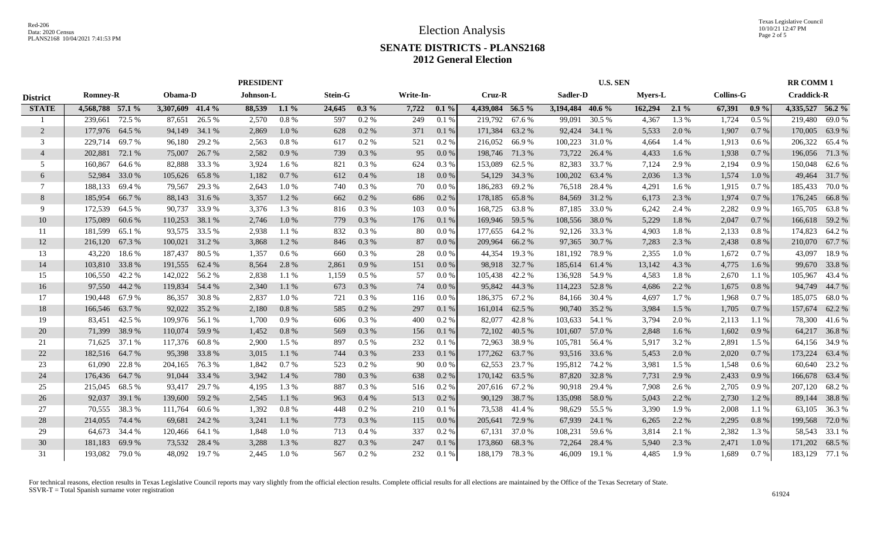# Election Analysis

## SENATE DISTRICTS - PLANS2168
## 2012 General Election

| District | PRESIDENT | | | | | | | | | | U.S. SEN | | | | | | | | RR COMM 1 | |
|---|---|---|---|---|---|---|---|---|---|---|---|---|---|---|---|---|---|---|---|---|
| | Romney-R | | Obama-D | | Johnson-L | | Stein-G | | Write-In- | | Cruz-R | | Sadler-D | | Myers-L | | Collins-G | | Craddick-R | |
| **STATE** | **4,568,788** | **57.1 %** | **3,307,609** | **41.4 %** | **88,539** | **1.1 %** | **24,645** | **0.3 %** | **7,722** | **0.1 %** | **4,439,084** | **56.5 %** | **3,194,484** | **40.6 %** | **162,294** | **2.1 %** | **67,391** | **0.9 %** | **4,335,527** | **56.2 %** |
| 1 | 239,661 | 72.5 % | 87,651 | 26.5 % | 2,570 | 0.8 % | 597 | 0.2 % | 249 | 0.1 % | 219,792 | 67.6 % | 99,091 | 30.5 % | 4,367 | 1.3 % | 1,724 | 0.5 % | 219,480 | 69.0 % |
| 2 | 177,976 | 64.5 % | 94,149 | 34.1 % | 2,869 | 1.0 % | 628 | 0.2 % | 371 | 0.1 % | 171,384 | 63.2 % | 92,424 | 34.1 % | 5,533 | 2.0 % | 1,907 | 0.7 % | 170,005 | 63.9 % |
| 3 | 229,714 | 69.7 % | 96,180 | 29.2 % | 2,563 | 0.8 % | 617 | 0.2 % | 521 | 0.2 % | 216,052 | 66.9 % | 100,223 | 31.0 % | 4,664 | 1.4 % | 1,913 | 0.6 % | 206,322 | 65.4 % |
| 4 | 202,881 | 72.1 % | 75,007 | 26.7 % | 2,582 | 0.9 % | 739 | 0.3 % | 95 | 0.0 % | 198,746 | 71.3 % | 73,722 | 26.4 % | 4,433 | 1.6 % | 1,938 | 0.7 % | 196,056 | 71.3 % |
| 5 | 160,867 | 64.6 % | 82,888 | 33.3 % | 3,924 | 1.6 % | 821 | 0.3 % | 624 | 0.3 % | 153,089 | 62.5 % | 82,383 | 33.7 % | 7,124 | 2.9 % | 2,194 | 0.9 % | 150,048 | 62.6 % |
| 6 | 52,984 | 33.0 % | 105,626 | 65.8 % | 1,182 | 0.7 % | 612 | 0.4 % | 18 | 0.0 % | 54,129 | 34.3 % | 100,202 | 63.4 % | 2,036 | 1.3 % | 1,574 | 1.0 % | 49,464 | 31.7 % |
| 7 | 188,133 | 69.4 % | 79,567 | 29.3 % | 2,643 | 1.0 % | 740 | 0.3 % | 70 | 0.0 % | 186,283 | 69.2 % | 76,518 | 28.4 % | 4,291 | 1.6 % | 1,915 | 0.7 % | 185,433 | 70.0 % |
| 8 | 185,954 | 66.7 % | 88,143 | 31.6 % | 3,357 | 1.2 % | 662 | 0.2 % | 686 | 0.2 % | 178,185 | 65.8 % | 84,569 | 31.2 % | 6,173 | 2.3 % | 1,974 | 0.7 % | 176,245 | 66.8 % |
| 9 | 172,539 | 64.5 % | 90,737 | 33.9 % | 3,376 | 1.3 % | 816 | 0.3 % | 103 | 0.0 % | 168,725 | 63.8 % | 87,185 | 33.0 % | 6,242 | 2.4 % | 2,282 | 0.9 % | 165,705 | 63.8 % |
| 10 | 175,089 | 60.6 % | 110,253 | 38.1 % | 2,746 | 1.0 % | 779 | 0.3 % | 176 | 0.1 % | 169,946 | 59.5 % | 108,556 | 38.0 % | 5,229 | 1.8 % | 2,047 | 0.7 % | 166,618 | 59.2 % |
| 11 | 181,599 | 65.1 % | 93,575 | 33.5 % | 2,938 | 1.1 % | 832 | 0.3 % | 80 | 0.0 % | 177,655 | 64.2 % | 92,126 | 33.3 % | 4,903 | 1.8 % | 2,133 | 0.8 % | 174,823 | 64.2 % |
| 12 | 216,120 | 67.3 % | 100,021 | 31.2 % | 3,868 | 1.2 % | 846 | 0.3 % | 87 | 0.0 % | 209,964 | 66.2 % | 97,365 | 30.7 % | 7,283 | 2.3 % | 2,438 | 0.8 % | 210,070 | 67.7 % |
| 13 | 43,220 | 18.6 % | 187,437 | 80.5 % | 1,357 | 0.6 % | 660 | 0.3 % | 28 | 0.0 % | 44,354 | 19.3 % | 181,192 | 78.9 % | 2,355 | 1.0 % | 1,672 | 0.7 % | 43,097 | 18.9 % |
| 14 | 103,810 | 33.8 % | 191,555 | 62.4 % | 8,564 | 2.8 % | 2,861 | 0.9 % | 151 | 0.0 % | 98,918 | 32.7 % | 185,614 | 61.4 % | 13,142 | 4.3 % | 4,775 | 1.6 % | 99,670 | 33.8 % |
| 15 | 106,550 | 42.2 % | 142,022 | 56.2 % | 2,838 | 1.1 % | 1,159 | 0.5 % | 57 | 0.0 % | 105,438 | 42.2 % | 136,928 | 54.9 % | 4,583 | 1.8 % | 2,670 | 1.1 % | 105,967 | 43.4 % |
| 16 | 97,550 | 44.2 % | 119,834 | 54.4 % | 2,340 | 1.1 % | 673 | 0.3 % | 74 | 0.0 % | 95,842 | 44.3 % | 114,223 | 52.8 % | 4,686 | 2.2 % | 1,675 | 0.8 % | 94,749 | 44.7 % |
| 17 | 190,448 | 67.9 % | 86,357 | 30.8 % | 2,837 | 1.0 % | 721 | 0.3 % | 116 | 0.0 % | 186,375 | 67.2 % | 84,166 | 30.4 % | 4,697 | 1.7 % | 1,968 | 0.7 % | 185,075 | 68.0 % |
| 18 | 166,546 | 63.7 % | 92,022 | 35.2 % | 2,180 | 0.8 % | 585 | 0.2 % | 297 | 0.1 % | 161,014 | 62.5 % | 90,740 | 35.2 % | 3,984 | 1.5 % | 1,705 | 0.7 % | 157,674 | 62.2 % |
| 19 | 83,451 | 42.5 % | 109,976 | 56.1 % | 1,700 | 0.9 % | 606 | 0.3 % | 400 | 0.2 % | 82,077 | 42.8 % | 103,633 | 54.1 % | 3,794 | 2.0 % | 2,113 | 1.1 % | 78,300 | 41.6 % |
| 20 | 71,399 | 38.9 % | 110,074 | 59.9 % | 1,452 | 0.8 % | 569 | 0.3 % | 156 | 0.1 % | 72,102 | 40.5 % | 101,607 | 57.0 % | 2,848 | 1.6 % | 1,602 | 0.9 % | 64,217 | 36.8 % |
| 21 | 71,625 | 37.1 % | 117,376 | 60.8 % | 2,900 | 1.5 % | 897 | 0.5 % | 232 | 0.1 % | 72,963 | 38.9 % | 105,781 | 56.4 % | 5,917 | 3.2 % | 2,891 | 1.5 % | 64,156 | 34.9 % |
| 22 | 182,516 | 64.7 % | 95,398 | 33.8 % | 3,015 | 1.1 % | 744 | 0.3 % | 233 | 0.1 % | 177,262 | 63.7 % | 93,516 | 33.6 % | 5,453 | 2.0 % | 2,020 | 0.7 % | 173,224 | 63.4 % |
| 23 | 61,090 | 22.8 % | 204,165 | 76.3 % | 1,842 | 0.7 % | 523 | 0.2 % | 90 | 0.0 % | 62,553 | 23.7 % | 195,812 | 74.2 % | 3,981 | 1.5 % | 1,548 | 0.6 % | 60,640 | 23.2 % |
| 24 | 176,436 | 64.7 % | 91,044 | 33.4 % | 3,942 | 1.4 % | 780 | 0.3 % | 638 | 0.2 % | 170,142 | 63.5 % | 87,820 | 32.8 % | 7,731 | 2.9 % | 2,433 | 0.9 % | 166,678 | 63.4 % |
| 25 | 215,045 | 68.5 % | 93,417 | 29.7 % | 4,195 | 1.3 % | 887 | 0.3 % | 516 | 0.2 % | 207,616 | 67.2 % | 90,918 | 29.4 % | 7,908 | 2.6 % | 2,705 | 0.9 % | 207,120 | 68.2 % |
| 26 | 92,037 | 39.1 % | 139,600 | 59.2 % | 2,545 | 1.1 % | 963 | 0.4 % | 513 | 0.2 % | 90,129 | 38.7 % | 135,098 | 58.0 % | 5,043 | 2.2 % | 2,730 | 1.2 % | 89,144 | 38.8 % |
| 27 | 70,555 | 38.3 % | 111,764 | 60.6 % | 1,392 | 0.8 % | 448 | 0.2 % | 210 | 0.1 % | 73,538 | 41.4 % | 98,629 | 55.5 % | 3,390 | 1.9 % | 2,008 | 1.1 % | 63,105 | 36.3 % |
| 28 | 214,055 | 74.4 % | 69,681 | 24.2 % | 3,241 | 1.1 % | 773 | 0.3 % | 115 | 0.0 % | 205,641 | 72.9 % | 67,939 | 24.1 % | 6,265 | 2.2 % | 2,295 | 0.8 % | 199,568 | 72.0 % |
| 29 | 64,673 | 34.4 % | 120,466 | 64.1 % | 1,848 | 1.0 % | 713 | 0.4 % | 337 | 0.2 % | 67,131 | 37.0 % | 108,231 | 59.6 % | 3,814 | 2.1 % | 2,382 | 1.3 % | 58,543 | 33.1 % |
| 30 | 181,183 | 69.9 % | 73,532 | 28.4 % | 3,288 | 1.3 % | 827 | 0.3 % | 247 | 0.1 % | 173,860 | 68.3 % | 72,264 | 28.4 % | 5,940 | 2.3 % | 2,471 | 1.0 % | 171,202 | 68.5 % |
| 31 | 193,082 | 79.0 % | 48,092 | 19.7 % | 2,445 | 1.0 % | 567 | 0.2 % | 232 | 0.1 % | 188,179 | 78.3 % | 46,009 | 19.1 % | 4,485 | 1.9 % | 1,689 | 0.7 % | 183,129 | 77.1 % |

For technical reasons, election results in Texas Legislative Council reports may vary slightly from the official election results. Complete official results for all elections are maintained by the Office of the Texas Secretary of State.
SSVR-T = Total Spanish surname voter registration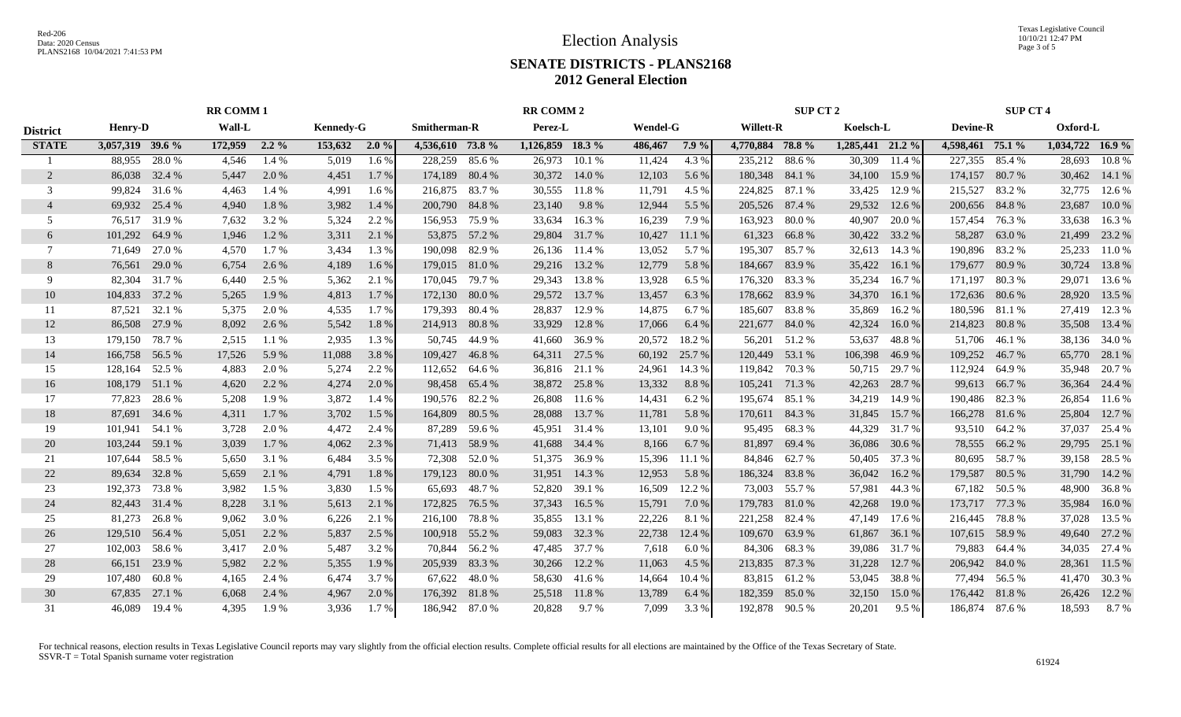# Election Analysis

## SENATE DISTRICTS - PLANS2168
## 2012 General Election

Red-206
Data: 2020 Census
PLANS2168 10/04/2021 7:41:53 PM

Texas Legislative Council
10/10/21 12:47 PM

| District | RR COMM 1 | | | | | | RR COMM 2 | | | | | | SUP CT 2 | | | | SUP CT 4 | | | |
|---|---|---|---|---|---|---|---|---|---|---|---|---|---|---|---|---|---|---|---|---|
| | Henry-D | | Wall-L | | Kennedy-G | | Smitherman-R | | Perez-L | | Wendel-G | | Willett-R | | Koelsch-L | | Devine-R | | Oxford-L | |
| STATE | 3,057,319 | 39.6 % | 172,959 | 2.2 % | 153,632 | 2.0 % | 4,536,610 | 73.8 % | 1,126,859 | 18.3 % | 486,467 | 7.9 % | 4,770,884 | 78.8 % | 1,285,441 | 21.2 % | 4,598,461 | 75.1 % | 1,034,722 | 16.9 % |
| 1 | 88,955 | 28.0 % | 4,546 | 1.4 % | 5,019 | 1.6 % | 228,259 | 85.6 % | 26,973 | 10.1 % | 11,424 | 4.3 % | 235,212 | 88.6 % | 30,309 | 11.4 % | 227,355 | 85.4 % | 28,693 | 10.8 % |
| 2 | 86,038 | 32.4 % | 5,447 | 2.0 % | 4,451 | 1.7 % | 174,189 | 80.4 % | 30,372 | 14.0 % | 12,103 | 5.6 % | 180,348 | 84.1 % | 34,100 | 15.9 % | 174,157 | 80.7 % | 30,462 | 14.1 % |
| 3 | 99,824 | 31.6 % | 4,463 | 1.4 % | 4,991 | 1.6 % | 216,875 | 83.7 % | 30,555 | 11.8 % | 11,791 | 4.5 % | 224,825 | 87.1 % | 33,425 | 12.9 % | 215,527 | 83.2 % | 32,775 | 12.6 % |
| 4 | 69,932 | 25.4 % | 4,940 | 1.8 % | 3,982 | 1.4 % | 200,790 | 84.8 % | 23,140 | 9.8 % | 12,944 | 5.5 % | 205,526 | 87.4 % | 29,532 | 12.6 % | 200,656 | 84.8 % | 23,687 | 10.0 % |
| 5 | 76,517 | 31.9 % | 7,632 | 3.2 % | 5,324 | 2.2 % | 156,953 | 75.9 % | 33,634 | 16.3 % | 16,239 | 7.9 % | 163,923 | 80.0 % | 40,907 | 20.0 % | 157,454 | 76.3 % | 33,638 | 16.3 % |
| 6 | 101,292 | 64.9 % | 1,946 | 1.2 % | 3,311 | 2.1 % | 53,875 | 57.2 % | 29,804 | 31.7 % | 10,427 | 11.1 % | 61,323 | 66.8 % | 30,422 | 33.2 % | 58,287 | 63.0 % | 21,499 | 23.2 % |
| 7 | 71,649 | 27.0 % | 4,570 | 1.7 % | 3,434 | 1.3 % | 190,098 | 82.9 % | 26,136 | 11.4 % | 13,052 | 5.7 % | 195,307 | 85.7 % | 32,613 | 14.3 % | 190,896 | 83.2 % | 25,233 | 11.0 % |
| 8 | 76,561 | 29.0 % | 6,754 | 2.6 % | 4,189 | 1.6 % | 179,015 | 81.0 % | 29,216 | 13.2 % | 12,779 | 5.8 % | 184,667 | 83.9 % | 35,422 | 16.1 % | 179,677 | 80.9 % | 30,724 | 13.8 % |
| 9 | 82,304 | 31.7 % | 6,440 | 2.5 % | 5,362 | 2.1 % | 170,045 | 79.7 % | 29,343 | 13.8 % | 13,928 | 6.5 % | 176,320 | 83.3 % | 35,234 | 16.7 % | 171,197 | 80.3 % | 29,071 | 13.6 % |
| 10 | 104,833 | 37.2 % | 5,265 | 1.9 % | 4,813 | 1.7 % | 172,130 | 80.0 % | 29,572 | 13.7 % | 13,457 | 6.3 % | 178,662 | 83.9 % | 34,370 | 16.1 % | 172,636 | 80.6 % | 28,920 | 13.5 % |
| 11 | 87,521 | 32.1 % | 5,375 | 2.0 % | 4,535 | 1.7 % | 179,393 | 80.4 % | 28,837 | 12.9 % | 14,875 | 6.7 % | 185,607 | 83.8 % | 35,869 | 16.2 % | 180,596 | 81.1 % | 27,419 | 12.3 % |
| 12 | 86,508 | 27.9 % | 8,092 | 2.6 % | 5,542 | 1.8 % | 214,913 | 80.8 % | 33,929 | 12.8 % | 17,066 | 6.4 % | 221,677 | 84.0 % | 42,324 | 16.0 % | 214,823 | 80.8 % | 35,508 | 13.4 % |
| 13 | 179,150 | 78.7 % | 2,515 | 1.1 % | 2,935 | 1.3 % | 50,745 | 44.9 % | 41,660 | 36.9 % | 20,572 | 18.2 % | 56,201 | 51.2 % | 53,637 | 48.8 % | 51,706 | 46.1 % | 38,136 | 34.0 % |
| 14 | 166,758 | 56.5 % | 17,526 | 5.9 % | 11,088 | 3.8 % | 109,427 | 46.8 % | 64,311 | 27.5 % | 60,192 | 25.7 % | 120,449 | 53.1 % | 106,398 | 46.9 % | 109,252 | 46.7 % | 65,770 | 28.1 % |
| 15 | 128,164 | 52.5 % | 4,883 | 2.0 % | 5,274 | 2.2 % | 112,652 | 64.6 % | 36,816 | 21.1 % | 24,961 | 14.3 % | 119,842 | 70.3 % | 50,715 | 29.7 % | 112,924 | 64.9 % | 35,948 | 20.7 % |
| 16 | 108,179 | 51.1 % | 4,620 | 2.2 % | 4,274 | 2.0 % | 98,458 | 65.4 % | 38,872 | 25.8 % | 13,332 | 8.8 % | 105,241 | 71.3 % | 42,263 | 28.7 % | 99,613 | 66.7 % | 36,364 | 24.4 % |
| 17 | 77,823 | 28.6 % | 5,208 | 1.9 % | 3,872 | 1.4 % | 190,576 | 82.2 % | 26,808 | 11.6 % | 14,431 | 6.2 % | 195,674 | 85.1 % | 34,219 | 14.9 % | 190,486 | 82.3 % | 26,854 | 11.6 % |
| 18 | 87,691 | 34.6 % | 4,311 | 1.7 % | 3,702 | 1.5 % | 164,809 | 80.5 % | 28,088 | 13.7 % | 11,781 | 5.8 % | 170,611 | 84.3 % | 31,845 | 15.7 % | 166,278 | 81.6 % | 25,804 | 12.7 % |
| 19 | 101,941 | 54.1 % | 3,728 | 2.0 % | 4,472 | 2.4 % | 87,289 | 59.6 % | 45,951 | 31.4 % | 13,101 | 9.0 % | 95,495 | 68.3 % | 44,329 | 31.7 % | 93,510 | 64.2 % | 37,037 | 25.4 % |
| 20 | 103,244 | 59.1 % | 3,039 | 1.7 % | 4,062 | 2.3 % | 71,413 | 58.9 % | 41,688 | 34.4 % | 8,166 | 6.7 % | 81,897 | 69.4 % | 36,086 | 30.6 % | 78,555 | 66.2 % | 29,795 | 25.1 % |
| 21 | 107,644 | 58.5 % | 5,650 | 3.1 % | 6,484 | 3.5 % | 72,308 | 52.0 % | 51,375 | 36.9 % | 15,396 | 11.1 % | 84,846 | 62.7 % | 50,405 | 37.3 % | 80,695 | 58.7 % | 39,158 | 28.5 % |
| 22 | 89,634 | 32.8 % | 5,659 | 2.1 % | 4,791 | 1.8 % | 179,123 | 80.0 % | 31,951 | 14.3 % | 12,953 | 5.8 % | 186,324 | 83.8 % | 36,042 | 16.2 % | 179,587 | 80.5 % | 31,790 | 14.2 % |
| 23 | 192,373 | 73.8 % | 3,982 | 1.5 % | 3,830 | 1.5 % | 65,693 | 48.7 % | 52,820 | 39.1 % | 16,509 | 12.2 % | 73,003 | 55.7 % | 57,981 | 44.3 % | 67,182 | 50.5 % | 48,900 | 36.8 % |
| 24 | 82,443 | 31.4 % | 8,228 | 3.1 % | 5,613 | 2.1 % | 172,825 | 76.5 % | 37,343 | 16.5 % | 15,791 | 7.0 % | 179,783 | 81.0 % | 42,268 | 19.0 % | 173,717 | 77.3 % | 35,984 | 16.0 % |
| 25 | 81,273 | 26.8 % | 9,062 | 3.0 % | 6,226 | 2.1 % | 216,100 | 78.8 % | 35,855 | 13.1 % | 22,226 | 8.1 % | 221,258 | 82.4 % | 47,149 | 17.6 % | 216,445 | 78.8 % | 37,028 | 13.5 % |
| 26 | 129,510 | 56.4 % | 5,051 | 2.2 % | 5,837 | 2.5 % | 100,918 | 55.2 % | 59,083 | 32.3 % | 22,738 | 12.4 % | 109,670 | 63.9 % | 61,867 | 36.1 % | 107,615 | 58.9 % | 49,640 | 27.2 % |
| 27 | 102,003 | 58.6 % | 3,417 | 2.0 % | 5,487 | 3.2 % | 70,844 | 56.2 % | 47,485 | 37.7 % | 7,618 | 6.0 % | 84,306 | 68.3 % | 39,086 | 31.7 % | 79,883 | 64.4 % | 34,035 | 27.4 % |
| 28 | 66,151 | 23.9 % | 5,982 | 2.2 % | 5,355 | 1.9 % | 205,939 | 83.3 % | 30,266 | 12.2 % | 11,063 | 4.5 % | 213,835 | 87.3 % | 31,228 | 12.7 % | 206,942 | 84.0 % | 28,361 | 11.5 % |
| 29 | 107,480 | 60.8 % | 4,165 | 2.4 % | 6,474 | 3.7 % | 67,622 | 48.0 % | 58,630 | 41.6 % | 14,664 | 10.4 % | 83,815 | 61.2 % | 53,045 | 38.8 % | 77,494 | 56.5 % | 41,470 | 30.3 % |
| 30 | 67,835 | 27.1 % | 6,068 | 2.4 % | 4,967 | 2.0 % | 176,392 | 81.8 % | 25,518 | 11.8 % | 13,789 | 6.4 % | 182,359 | 85.0 % | 32,150 | 15.0 % | 176,442 | 81.8 % | 26,426 | 12.2 % |
| 31 | 46,089 | 19.4 % | 4,395 | 1.9 % | 3,936 | 1.7 % | 186,942 | 87.0 % | 20,828 | 9.7 % | 7,099 | 3.3 % | 192,878 | 90.5 % | 20,201 | 9.5 % | 186,874 | 87.6 % | 18,593 | 8.7 % |

For technical reasons, election results in Texas Legislative Council reports may vary slightly from the official election results. Complete official results for all elections are maintained by the Office of the Texas Secretary of State.
SSVR-T = Total Spanish surname voter registration

61924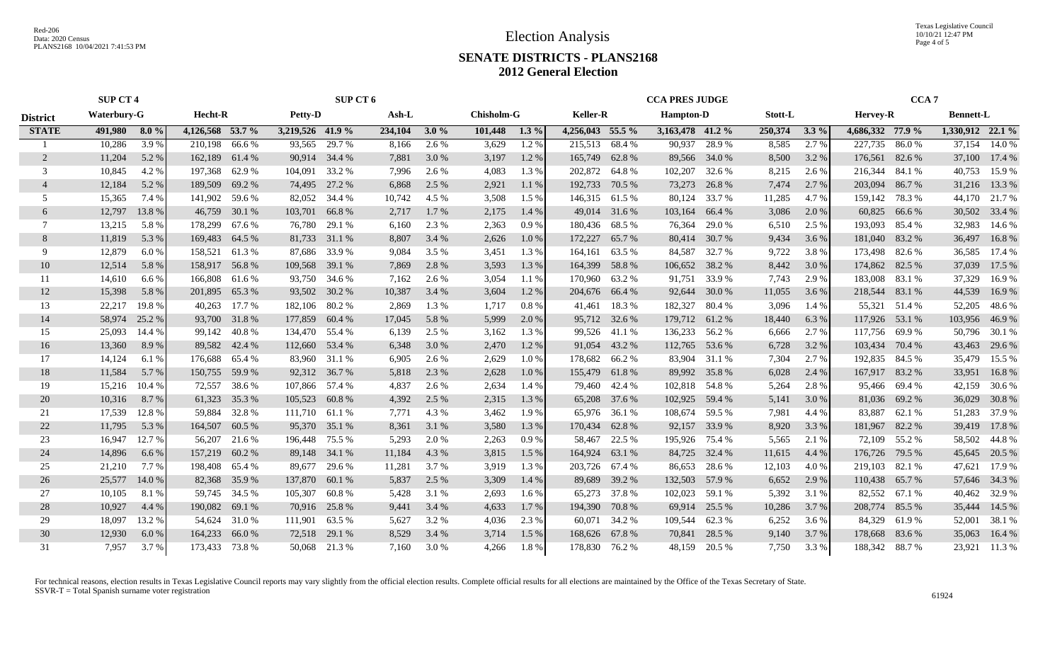# Election Analysis

## SENATE DISTRICTS - PLANS2168

### 2012 General Election

| | SUP CT 4 | | | | SUP CT 6 | | | | | | CCA PRES JUDGE | | | | | | CCA 7 | | | |
|---|---|---|---|---|---|---|---|---|---|---|---|---|---|---|---|---|---|---|---|---|
| **District** | **Waterbury-G** | | **Hecht-R** | | **Petty-D** | | **Ash-L** | | **Chisholm-G** | | **Keller-R** | | **Hampton-D** | | **Stott-L** | | **Hervey-R** | | **Bennett-L** | |
| **STATE** | **491,980** | **8.0 %** | **4,126,568** | **53.7 %** | **3,219,526** | **41.9 %** | **234,104** | **3.0 %** | **101,448** | **1.3 %** | **4,256,043** | **55.5 %** | **3,163,478** | **41.2 %** | **250,374** | **3.3 %** | **4,686,332** | **77.9 %** | **1,330,912** | **22.1 %** |
| 1 | 10,286 | 3.9 % | 210,198 | 66.6 % | 93,565 | 29.7 % | 8,166 | 2.6 % | 3,629 | 1.2 % | 215,513 | 68.4 % | 90,937 | 28.9 % | 8,585 | 2.7 % | 227,735 | 86.0 % | 37,154 | 14.0 % |
| 2 | 11,204 | 5.2 % | 162,189 | 61.4 % | 90,914 | 34.4 % | 7,881 | 3.0 % | 3,197 | 1.2 % | 165,749 | 62.8 % | 89,566 | 34.0 % | 8,500 | 3.2 % | 176,561 | 82.6 % | 37,100 | 17.4 % |
| 3 | 10,845 | 4.2 % | 197,368 | 62.9 % | 104,091 | 33.2 % | 7,996 | 2.6 % | 4,083 | 1.3 % | 202,872 | 64.8 % | 102,207 | 32.6 % | 8,215 | 2.6 % | 216,344 | 84.1 % | 40,753 | 15.9 % |
| 4 | 12,184 | 5.2 % | 189,509 | 69.2 % | 74,495 | 27.2 % | 6,868 | 2.5 % | 2,921 | 1.1 % | 192,733 | 70.5 % | 73,273 | 26.8 % | 7,474 | 2.7 % | 203,094 | 86.7 % | 31,216 | 13.3 % |
| 5 | 15,365 | 7.4 % | 141,902 | 59.6 % | 82,052 | 34.4 % | 10,742 | 4.5 % | 3,508 | 1.5 % | 146,315 | 61.5 % | 80,124 | 33.7 % | 11,285 | 4.7 % | 159,142 | 78.3 % | 44,170 | 21.7 % |
| 6 | 12,797 | 13.8 % | 46,759 | 30.1 % | 103,701 | 66.8 % | 2,717 | 1.7 % | 2,175 | 1.4 % | 49,014 | 31.6 % | 103,164 | 66.4 % | 3,086 | 2.0 % | 60,825 | 66.6 % | 30,502 | 33.4 % |
| 7 | 13,215 | 5.8 % | 178,299 | 67.6 % | 76,780 | 29.1 % | 6,160 | 2.3 % | 2,363 | 0.9 % | 180,436 | 68.5 % | 76,364 | 29.0 % | 6,510 | 2.5 % | 193,093 | 85.4 % | 32,983 | 14.6 % |
| 8 | 11,819 | 5.3 % | 169,483 | 64.5 % | 81,733 | 31.1 % | 8,807 | 3.4 % | 2,626 | 1.0 % | 172,227 | 65.7 % | 80,414 | 30.7 % | 9,434 | 3.6 % | 181,040 | 83.2 % | 36,497 | 16.8 % |
| 9 | 12,879 | 6.0 % | 158,521 | 61.3 % | 87,686 | 33.9 % | 9,084 | 3.5 % | 3,451 | 1.3 % | 164,161 | 63.5 % | 84,587 | 32.7 % | 9,722 | 3.8 % | 173,498 | 82.6 % | 36,585 | 17.4 % |
| 10 | 12,514 | 5.8 % | 158,917 | 56.8 % | 109,568 | 39.1 % | 7,869 | 2.8 % | 3,593 | 1.3 % | 164,399 | 58.8 % | 106,652 | 38.2 % | 8,442 | 3.0 % | 174,862 | 82.5 % | 37,039 | 17.5 % |
| 11 | 14,610 | 6.6 % | 166,808 | 61.6 % | 93,750 | 34.6 % | 7,162 | 2.6 % | 3,054 | 1.1 % | 170,960 | 63.2 % | 91,751 | 33.9 % | 7,743 | 2.9 % | 183,008 | 83.1 % | 37,329 | 16.9 % |
| 12 | 15,398 | 5.8 % | 201,895 | 65.3 % | 93,502 | 30.2 % | 10,387 | 3.4 % | 3,604 | 1.2 % | 204,676 | 66.4 % | 92,644 | 30.0 % | 11,055 | 3.6 % | 218,544 | 83.1 % | 44,539 | 16.9 % |
| 13 | 22,217 | 19.8 % | 40,263 | 17.7 % | 182,106 | 80.2 % | 2,869 | 1.3 % | 1,717 | 0.8 % | 41,461 | 18.3 % | 182,327 | 80.4 % | 3,096 | 1.4 % | 55,321 | 51.4 % | 52,205 | 48.6 % |
| 14 | 58,974 | 25.2 % | 93,700 | 31.8 % | 177,859 | 60.4 % | 17,045 | 5.8 % | 5,999 | 2.0 % | 95,712 | 32.6 % | 179,712 | 61.2 % | 18,440 | 6.3 % | 117,926 | 53.1 % | 103,956 | 46.9 % |
| 15 | 25,093 | 14.4 % | 99,142 | 40.8 % | 134,470 | 55.4 % | 6,139 | 2.5 % | 3,162 | 1.3 % | 99,526 | 41.1 % | 136,233 | 56.2 % | 6,666 | 2.7 % | 117,756 | 69.9 % | 50,796 | 30.1 % |
| 16 | 13,360 | 8.9 % | 89,582 | 42.4 % | 112,660 | 53.4 % | 6,348 | 3.0 % | 2,470 | 1.2 % | 91,054 | 43.2 % | 112,765 | 53.6 % | 6,728 | 3.2 % | 103,434 | 70.4 % | 43,463 | 29.6 % |
| 17 | 14,124 | 6.1 % | 176,688 | 65.4 % | 83,960 | 31.1 % | 6,905 | 2.6 % | 2,629 | 1.0 % | 178,682 | 66.2 % | 83,904 | 31.1 % | 7,304 | 2.7 % | 192,835 | 84.5 % | 35,479 | 15.5 % |
| 18 | 11,584 | 5.7 % | 150,755 | 59.9 % | 92,312 | 36.7 % | 5,818 | 2.3 % | 2,628 | 1.0 % | 155,479 | 61.8 % | 89,992 | 35.8 % | 6,028 | 2.4 % | 167,917 | 83.2 % | 33,951 | 16.8 % |
| 19 | 15,216 | 10.4 % | 72,557 | 38.6 % | 107,866 | 57.4 % | 4,837 | 2.6 % | 2,634 | 1.4 % | 79,460 | 42.4 % | 102,818 | 54.8 % | 5,264 | 2.8 % | 95,466 | 69.4 % | 42,159 | 30.6 % |
| 20 | 10,316 | 8.7 % | 61,323 | 35.3 % | 105,523 | 60.8 % | 4,392 | 2.5 % | 2,315 | 1.3 % | 65,208 | 37.6 % | 102,925 | 59.4 % | 5,141 | 3.0 % | 81,036 | 69.2 % | 36,029 | 30.8 % |
| 21 | 17,539 | 12.8 % | 59,884 | 32.8 % | 111,710 | 61.1 % | 7,771 | 4.3 % | 3,462 | 1.9 % | 65,976 | 36.1 % | 108,674 | 59.5 % | 7,981 | 4.4 % | 83,887 | 62.1 % | 51,283 | 37.9 % |
| 22 | 11,795 | 5.3 % | 164,507 | 60.5 % | 95,370 | 35.1 % | 8,361 | 3.1 % | 3,580 | 1.3 % | 170,434 | 62.8 % | 92,157 | 33.9 % | 8,920 | 3.3 % | 181,967 | 82.2 % | 39,419 | 17.8 % |
| 23 | 16,947 | 12.7 % | 56,207 | 21.6 % | 196,448 | 75.5 % | 5,293 | 2.0 % | 2,263 | 0.9 % | 58,467 | 22.5 % | 195,926 | 75.4 % | 5,565 | 2.1 % | 72,109 | 55.2 % | 58,502 | 44.8 % |
| 24 | 14,896 | 6.6 % | 157,219 | 60.2 % | 89,148 | 34.1 % | 11,184 | 4.3 % | 3,815 | 1.5 % | 164,924 | 63.1 % | 84,725 | 32.4 % | 11,615 | 4.4 % | 176,726 | 79.5 % | 45,645 | 20.5 % |
| 25 | 21,210 | 7.7 % | 198,408 | 65.4 % | 89,677 | 29.6 % | 11,281 | 3.7 % | 3,919 | 1.3 % | 203,726 | 67.4 % | 86,653 | 28.6 % | 12,103 | 4.0 % | 219,103 | 82.1 % | 47,621 | 17.9 % |
| 26 | 25,577 | 14.0 % | 82,368 | 35.9 % | 137,870 | 60.1 % | 5,837 | 2.5 % | 3,309 | 1.4 % | 89,689 | 39.2 % | 132,503 | 57.9 % | 6,652 | 2.9 % | 110,438 | 65.7 % | 57,646 | 34.3 % |
| 27 | 10,105 | 8.1 % | 59,745 | 34.5 % | 105,307 | 60.8 % | 5,428 | 3.1 % | 2,693 | 1.6 % | 65,273 | 37.8 % | 102,023 | 59.1 % | 5,392 | 3.1 % | 82,552 | 67.1 % | 40,462 | 32.9 % |
| 28 | 10,927 | 4.4 % | 190,082 | 69.1 % | 70,916 | 25.8 % | 9,441 | 3.4 % | 4,633 | 1.7 % | 194,390 | 70.8 % | 69,914 | 25.5 % | 10,286 | 3.7 % | 208,774 | 85.5 % | 35,444 | 14.5 % |
| 29 | 18,097 | 13.2 % | 54,624 | 31.0 % | 111,901 | 63.5 % | 5,627 | 3.2 % | 4,036 | 2.3 % | 60,071 | 34.2 % | 109,544 | 62.3 % | 6,252 | 3.6 % | 84,329 | 61.9 % | 52,001 | 38.1 % |
| 30 | 12,930 | 6.0 % | 164,233 | 66.0 % | 72,518 | 29.1 % | 8,529 | 3.4 % | 3,714 | 1.5 % | 168,626 | 67.8 % | 70,841 | 28.5 % | 9,140 | 3.7 % | 178,668 | 83.6 % | 35,063 | 16.4 % |
| 31 | 7,957 | 3.7 % | 173,433 | 73.8 % | 50,068 | 21.3 % | 7,160 | 3.0 % | 4,266 | 1.8 % | 178,830 | 76.2 % | 48,159 | 20.5 % | 7,750 | 3.3 % | 188,342 | 88.7 % | 23,921 | 11.3 % |

For technical reasons, election results in Texas Legislative Council reports may vary slightly from the official election results. Complete official results for all elections are maintained by the Office of the Texas Secretary of State.
SSVR-T = Total Spanish surname voter registration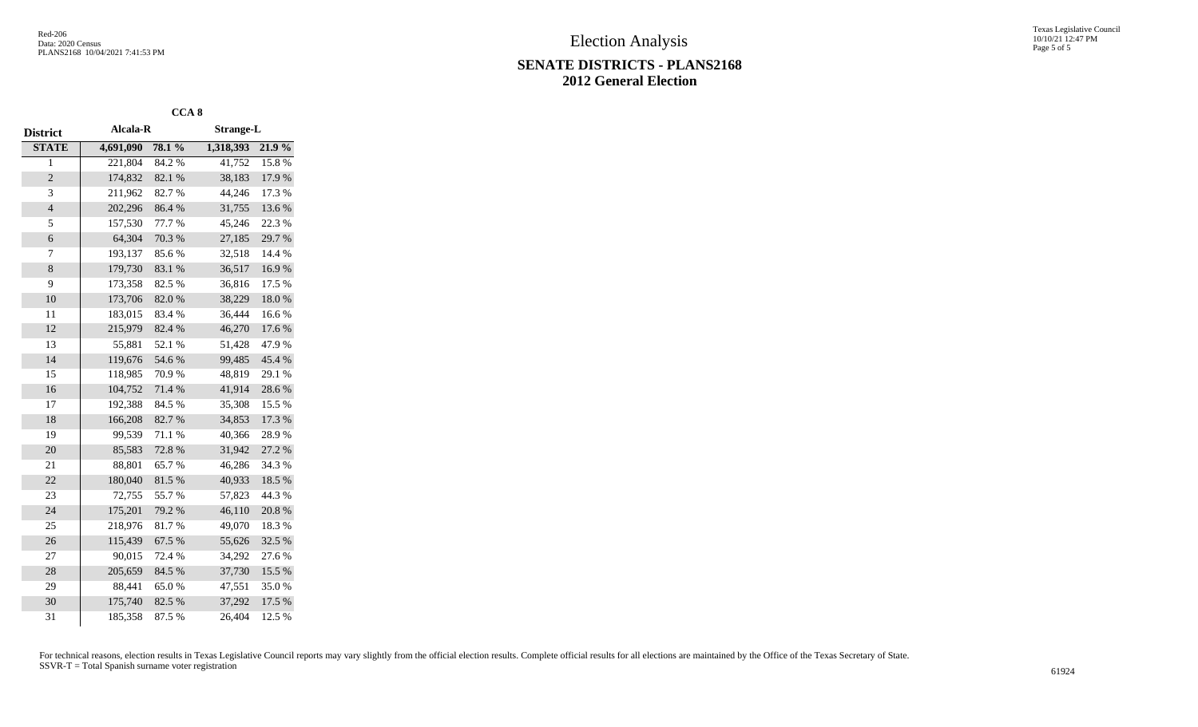# Election Analysis

## SENATE DISTRICTS - PLANS2168
## 2012 General Election

Red-206
Data: 2020 Census
PLANS2168 10/04/2021 7:41:53 PM

Texas Legislative Council
10/10/21 12:47 PM

| | CCA 8 | | | |
|---|---|---|---|---|
| **District** | **Alcala-R** | | **Strange-L** | |
| **STATE** | **4,691,090** | **78.1 %** | **1,318,393** | **21.9 %** |
| 1 | 221,804 | 84.2 % | 41,752 | 15.8 % |
| 2 | 174,832 | 82.1 % | 38,183 | 17.9 % |
| 3 | 211,962 | 82.7 % | 44,246 | 17.3 % |
| 4 | 202,296 | 86.4 % | 31,755 | 13.6 % |
| 5 | 157,530 | 77.7 % | 45,246 | 22.3 % |
| 6 | 64,304 | 70.3 % | 27,185 | 29.7 % |
| 7 | 193,137 | 85.6 % | 32,518 | 14.4 % |
| 8 | 179,730 | 83.1 % | 36,517 | 16.9 % |
| 9 | 173,358 | 82.5 % | 36,816 | 17.5 % |
| 10 | 173,706 | 82.0 % | 38,229 | 18.0 % |
| 11 | 183,015 | 83.4 % | 36,444 | 16.6 % |
| 12 | 215,979 | 82.4 % | 46,270 | 17.6 % |
| 13 | 55,881 | 52.1 % | 51,428 | 47.9 % |
| 14 | 119,676 | 54.6 % | 99,485 | 45.4 % |
| 15 | 118,985 | 70.9 % | 48,819 | 29.1 % |
| 16 | 104,752 | 71.4 % | 41,914 | 28.6 % |
| 17 | 192,388 | 84.5 % | 35,308 | 15.5 % |
| 18 | 166,208 | 82.7 % | 34,853 | 17.3 % |
| 19 | 99,539 | 71.1 % | 40,366 | 28.9 % |
| 20 | 85,583 | 72.8 % | 31,942 | 27.2 % |
| 21 | 88,801 | 65.7 % | 46,286 | 34.3 % |
| 22 | 180,040 | 81.5 % | 40,933 | 18.5 % |
| 23 | 72,755 | 55.7 % | 57,823 | 44.3 % |
| 24 | 175,201 | 79.2 % | 46,110 | 20.8 % |
| 25 | 218,976 | 81.7 % | 49,070 | 18.3 % |
| 26 | 115,439 | 67.5 % | 55,626 | 32.5 % |
| 27 | 90,015 | 72.4 % | 34,292 | 27.6 % |
| 28 | 205,659 | 84.5 % | 37,730 | 15.5 % |
| 29 | 88,441 | 65.0 % | 47,551 | 35.0 % |
| 30 | 175,740 | 82.5 % | 37,292 | 17.5 % |
| 31 | 185,358 | 87.5 % | 26,404 | 12.5 % |

For technical reasons, election results in Texas Legislative Council reports may vary slightly from the official election results. Complete official results for all elections are maintained by the Office of the Texas Secretary of State.
SSVR-T = Total Spanish surname voter registration

61924